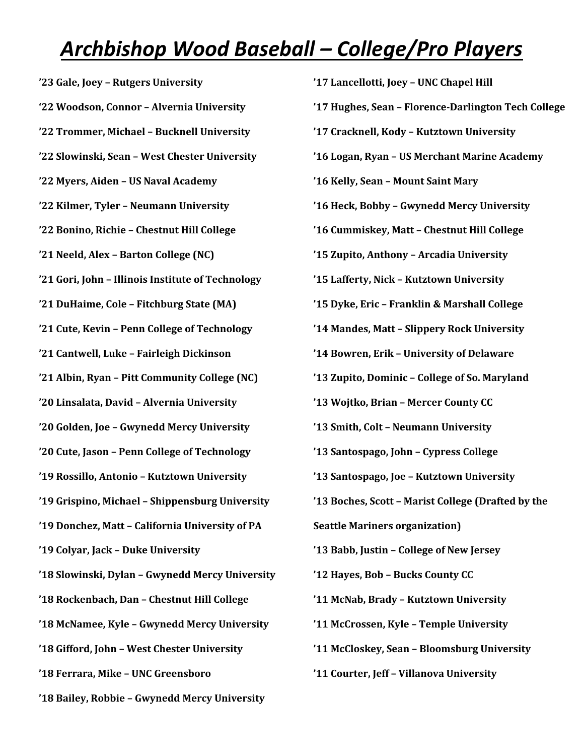# *Archbishop Wood Baseball – College/Pro Players*

**’23 Gale, Joey – Rutgers University**

**‘22 Woodson, Connor – Alvernia University**

**’22 Trommer, Michael – Bucknell University**

**’22 Slowinski, Sean – West Chester University**

**’22 Myers, Aiden – US Naval Academy**

**’22 Kilmer, Tyler – Neumann University**

**’22 Bonino, Richie – Chestnut Hill College**

**’21 Neeld, Alex – Barton College (NC)**

**’21 Gori, John – Illinois Institute of Technology**

**’21 DuHaime, Cole – Fitchburg State (MA)**

**’21 Cute, Kevin – Penn College of Technology**

**’21 Cantwell, Luke – Fairleigh Dickinson**

**’21 Albin, Ryan – Pitt Community College (NC)**

**’20 Linsalata, David – Alvernia University**

**’20 Golden, Joe – Gwynedd Mercy University**

**’20 Cute, Jason – Penn College of Technology**

**’19 Rossillo, Antonio – Kutztown University**

**’19 Grispino, Michael – Shippensburg University**

**’19 Donchez, Matt – California University of PA**

**’19 Colyar, Jack – Duke University**

**’18 Slowinski, Dylan – Gwynedd Mercy University**

**’18 Rockenbach, Dan – Chestnut Hill College**

**’18 McNamee, Kyle – Gwynedd Mercy University**

**’18 Gifford, John – West Chester University**

**’18 Ferrara, Mike – UNC Greensboro**

**’18 Bailey, Robbie – Gwynedd Mercy University**

**’17 Lancellotti, Joey – UNC Chapel Hill**

**’17 Hughes, Sean – Florence-Darlington Tech College**

**’17 Cracknell, Kody – Kutztown University**

**’16 Logan, Ryan – US Merchant Marine Academy**

**’16 Kelly, Sean – Mount Saint Mary**

**’16 Heck, Bobby – Gwynedd Mercy University**

**’16 Cummiskey, Matt – Chestnut Hill College**

**’15 Zupito, Anthony – Arcadia University**

**’15 Lafferty, Nick – Kutztown University**

**’15 Dyke, Eric – Franklin & Marshall College**

**’14 Mandes, Matt – Slippery Rock University**

**’14 Bowren, Erik – University of Delaware**

**’13 Zupito, Dominic – College of So. Maryland**

**’13 Wojtko, Brian – Mercer County CC**

**’13 Smith, Colt – Neumann University**

**’13 Santospago, John – Cypress College**

**’13 Santospago, Joe – Kutztown University**

**’13 Boches, Scott – Marist College (Drafted by the Seattle Mariners organization)**

**’13 Babb, Justin – College of New Jersey**

**’12 Hayes, Bob – Bucks County CC**

**’11 McNab, Brady – Kutztown University**

**’11 McCrossen, Kyle – Temple University**

**’11 McCloskey, Sean – Bloomsburg University**

**’11 Courter, Jeff – Villanova University**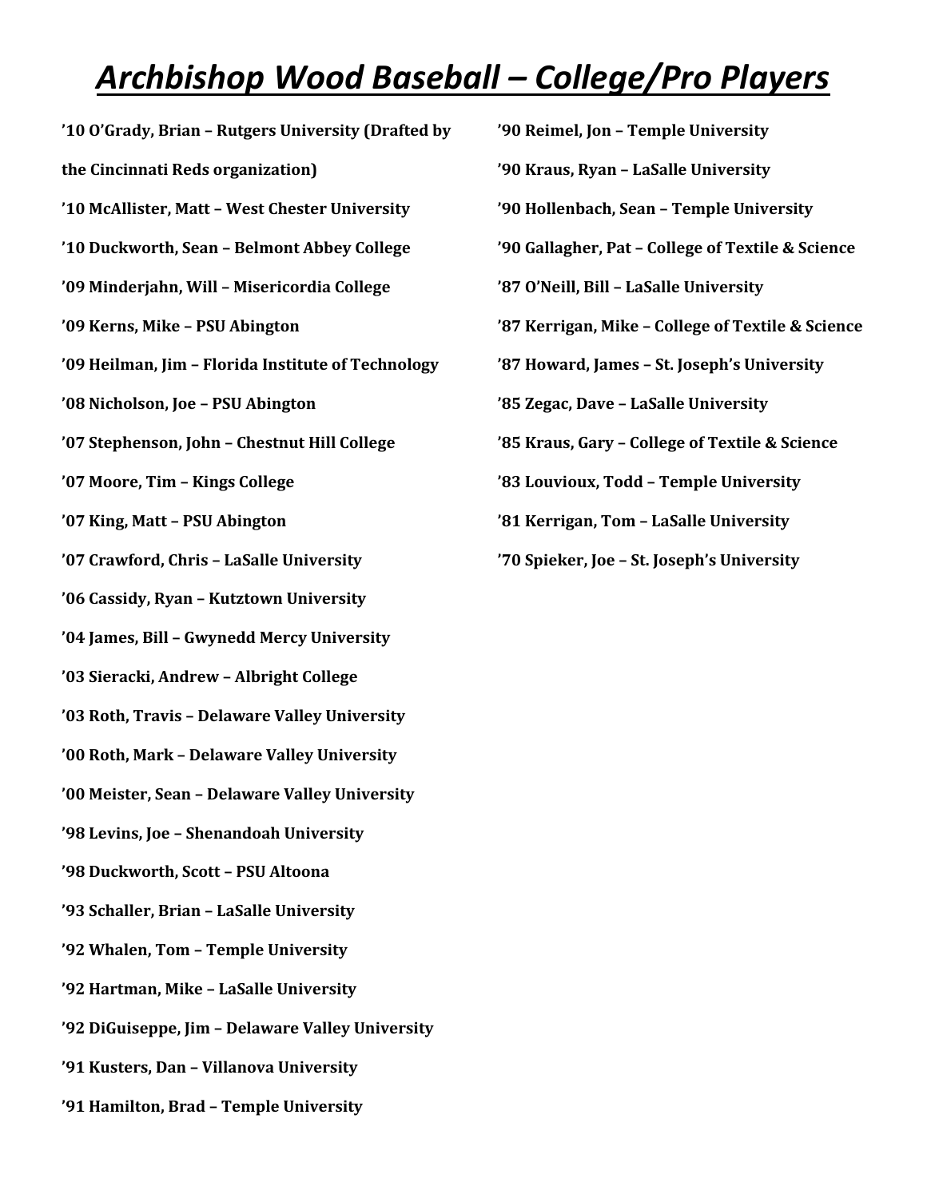# *Archbishop Wood Baseball – College/Pro Players*

**’10 O’Grady, Brian – Rutgers University (Drafted by the Cincinnati Reds organization)**

**’10 McAllister, Matt – West Chester University**

**’10 Duckworth, Sean – Belmont Abbey College**

**’09 Minderjahn, Will – Misericordia College**

**’09 Kerns, Mike – PSU Abington**

**’09 Heilman, Jim – Florida Institute of Technology**

**’08 Nicholson, Joe – PSU Abington**

**’07 Stephenson, John – Chestnut Hill College**

**’07 Moore, Tim – Kings College**

**’07 King, Matt – PSU Abington**

**’07 Crawford, Chris – LaSalle University**

**’06 Cassidy, Ryan – Kutztown University**

**’04 James, Bill – Gwynedd Mercy University**

**’03 Sieracki, Andrew – Albright College**

**’03 Roth, Travis – Delaware Valley University**

**’00 Roth, Mark – Delaware Valley University**

**’00 Meister, Sean – Delaware Valley University**

**’98 Levins, Joe – Shenandoah University**

**’98 Duckworth, Scott – PSU Altoona**

**’93 Schaller, Brian – LaSalle University**

**’92 Whalen, Tom – Temple University**

**’92 Hartman, Mike – LaSalle University**

**’92 DiGuiseppe, Jim – Delaware Valley University**

**’91 Kusters, Dan – Villanova University**

**’91 Hamilton, Brad – Temple University**

**’90 Reimel, Jon – Temple University**

**’90 Kraus, Ryan – LaSalle University**

**’90 Hollenbach, Sean – Temple University**

**’90 Gallagher, Pat – College of Textile & Science**

**’87 O’Neill, Bill – LaSalle University**

**’87 Kerrigan, Mike – College of Textile & Science**

**’87 Howard, James – St. Joseph’s University**

**’85 Zegac, Dave – LaSalle University**

**’85 Kraus, Gary – College of Textile & Science**

**’83 Louvioux, Todd – Temple University**

**’81 Kerrigan, Tom – LaSalle University**

**’70 Spieker, Joe – St. Joseph’s University**